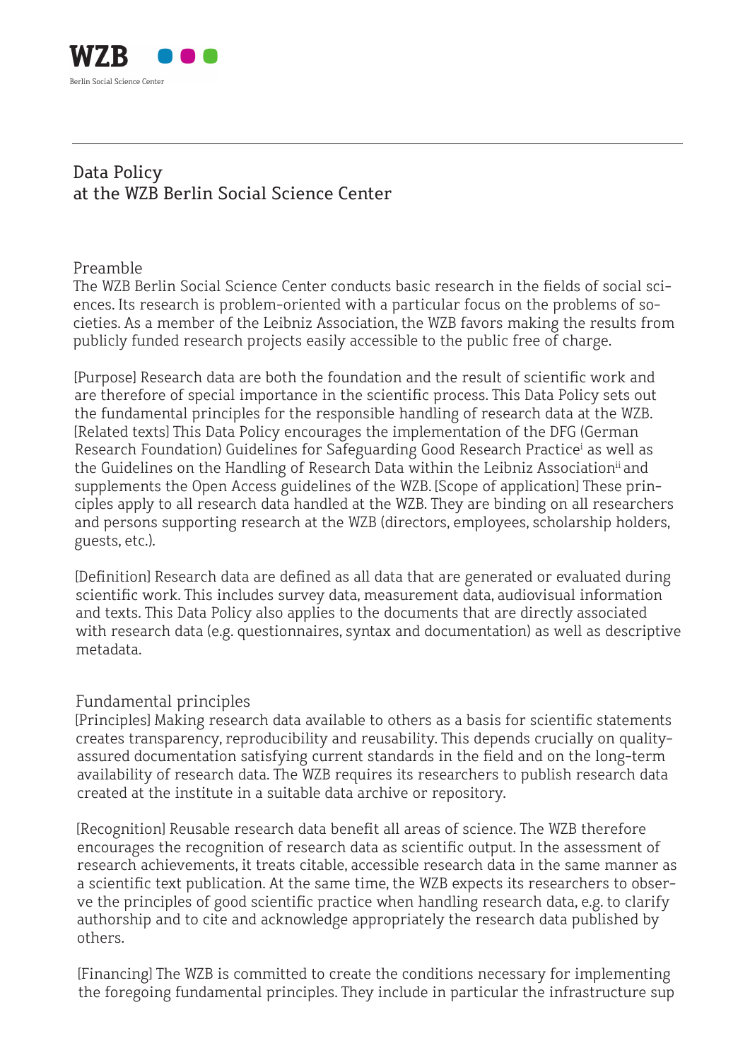WZB

Berlin Social Science Center

# Data Policy at the WZB Berlin Social Science Center

## Preamble

The WZB Berlin Social Science Center conducts basic research in the fields of social sciences. Its research is problem-oriented with a particular focus on the problems of societies. As a member of the Leibniz Association, the WZB favors making the results from publicly funded research projects easily accessible to the public free of charge.

[Purpose] Research data are both the foundation and the result of scientific work and are therefore of special importance in the scientific process. This Data Policy sets out the fundamental principles for the responsible handling of research data at the WZB. [Related texts] This Data Policy encourages the implementation of the DFG (German Research Foundation) Guidelines for Safeguarding Good Research Practice[i] as well as the Guidelines on the Handling of Research Data within the Leibniz Association[ii] and supplements the Open Access guidelines of the WZB. [Scope of application] These principles apply to all research data handled at the WZB. They are binding on all researchers and persons supporting research at the WZB (directors, employees, scholarship holders, guests, etc.).

[Definition] Research data are defined as all data that are generated or evaluated during scientific work. This includes survey data, measurement data, audiovisual information and texts. This Data Policy also applies to the documents that are directly associated with research data (e.g. questionnaires, syntax and documentation) as well as descriptive metadata.

## Fundamental principles

[Principles] Making research data available to others as a basis for scientific statements creates transparency, reproducibility and reusability. This depends crucially on quality-assured documentation satisfying current standards in the field and on the long-term availability of research data. The WZB requires its researchers to publish research data created at the institute in a suitable data archive or repository.

[Recognition] Reusable research data benefit all areas of science. The WZB therefore encourages the recognition of research data as scientific output. In the assessment of research achievements, it treats citable, accessible research data in the same manner as a scientific text publication. At the same time, the WZB expects its researchers to observe the principles of good scientific practice when handling research data, e.g. to clarify authorship and to cite and acknowledge appropriately the research data published by others.

[Financing] The WZB is committed to create the conditions necessary for implementing the foregoing fundamental principles. They include in particular the infrastructure sup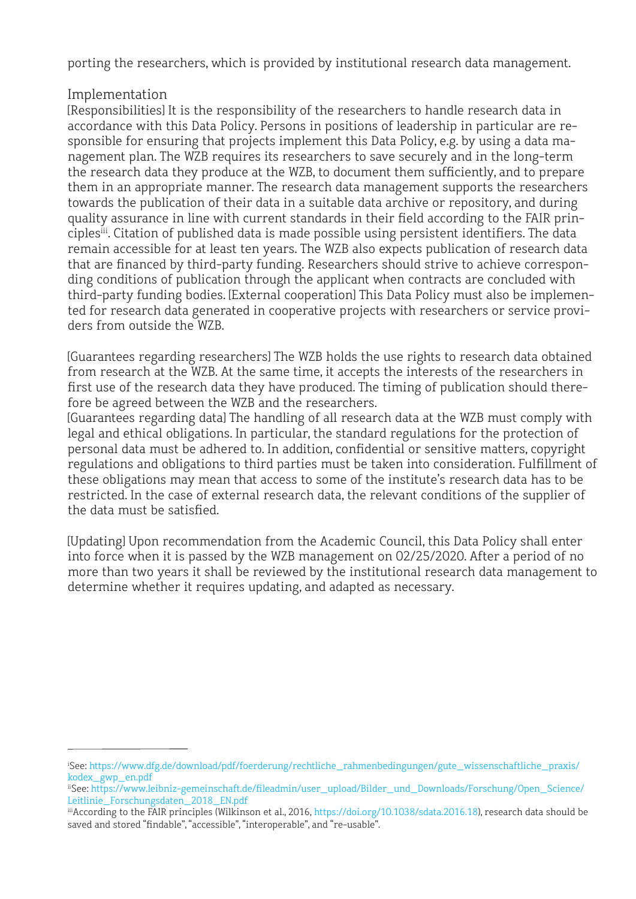porting the researchers, which is provided by institutional research data management.

## Implementation

[Responsibilities] It is the responsibility of the researchers to handle research data in accordance with this Data Policy. Persons in positions of leadership in particular are responsible for ensuring that projects implement this Data Policy, e.g. by using a data management plan. The WZB requires its researchers to save securely and in the long-term the research data they produce at the WZB, to document them sufficiently, and to prepare them in an appropriate manner. The research data management supports the researchers towards the publication of their data in a suitable data archive or repository, and during quality assurance in line with current standards in their field according to the FAIR principles[iii]. Citation of published data is made possible using persistent identifiers. The data remain accessible for at least ten years. The WZB also expects publication of research data that are financed by third-party funding. Researchers should strive to achieve corresponding conditions of publication through the applicant when contracts are concluded with third-party funding bodies. [External cooperation] This Data Policy must also be implemented for research data generated in cooperative projects with researchers or service providers from outside the WZB.

[Guarantees regarding researchers] The WZB holds the use rights to research data obtained from research at the WZB. At the same time, it accepts the interests of the researchers in first use of the research data they have produced. The timing of publication should therefore be agreed between the WZB and the researchers.
[Guarantees regarding data] The handling of all research data at the WZB must comply with legal and ethical obligations. In particular, the standard regulations for the protection of personal data must be adhered to. In addition, confidential or sensitive matters, copyright regulations and obligations to third parties must be taken into consideration. Fulfillment of these obligations may mean that access to some of the institute's research data has to be restricted. In the case of external research data, the relevant conditions of the supplier of the data must be satisfied.

[Updating] Upon recommendation from the Academic Council, this Data Policy shall enter into force when it is passed by the WZB management on 02/25/2020. After a period of no more than two years it shall be reviewed by the institutional research data management to determine whether it requires updating, and adapted as necessary.

---

[i] See: https://www.dfg.de/download/pdf/foerderung/rechtliche_rahmenbedingungen/gute_wissenschaftliche_praxis/kodex_gwp_en.pdf

[ii] See: https://www.leibniz-gemeinschaft.de/fileadmin/user_upload/Bilder_und_Downloads/Forschung/Open_Science/Leitlinie_Forschungsdaten_2018_EN.pdf

[iii] According to the FAIR principles (Wilkinson et al., 2016, https://doi.org/10.1038/sdata.2016.18), research data should be saved and stored "findable", "accessible", "interoperable", and "re-usable".